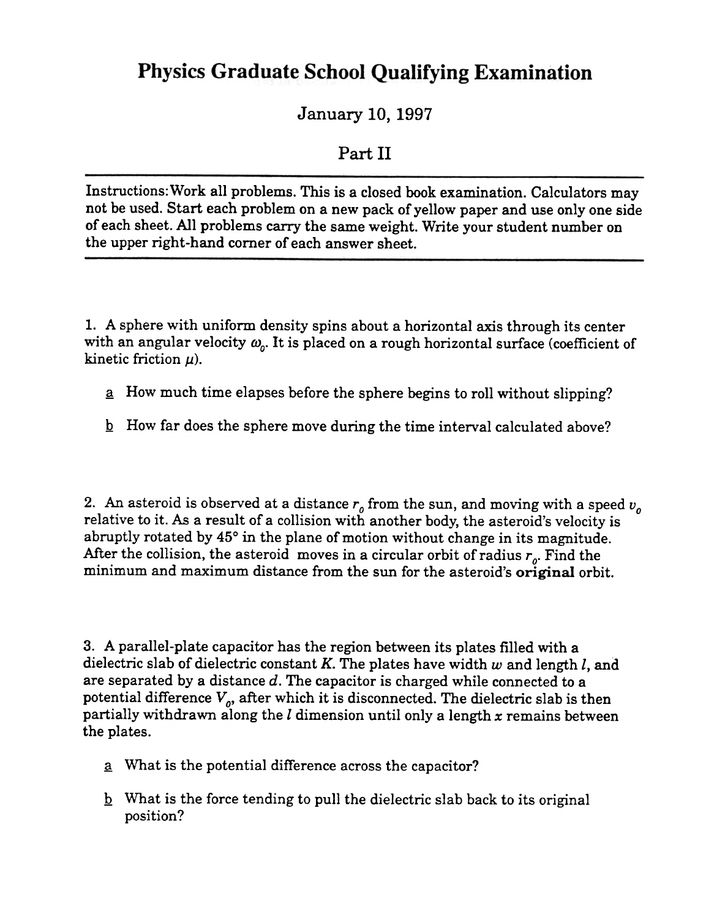# Physics Graduate School Qualifying Examination

January 10, 1997

Part II

---

Instructions: Work all problems. This is a closed book examination. Calculators may not be used. Start each problem on a new pack of yellow paper and use only one side of each sheet. All problems carry the same weight. Write your student number on the upper right-hand corner of each answer sheet.

---

1. A sphere with uniform density spins about a horizontal axis through its center with an angular velocity $\omega_0$. It is placed on a rough horizontal surface (coefficient of kinetic friction $\mu$).

   a How much time elapses before the sphere begins to roll without slipping?

   b How far does the sphere move during the time interval calculated above?

2. An asteroid is observed at a distance $r_0$ from the sun, and moving with a speed $v_0$ relative to it. As a result of a collision with another body, the asteroid's velocity is abruptly rotated by 45° in the plane of motion without change in its magnitude. After the collision, the asteroid moves in a circular orbit of radius $r_0$. Find the minimum and maximum distance from the sun for the asteroid's **original** orbit.

3. A parallel-plate capacitor has the region between its plates filled with a dielectric slab of dielectric constant $K$. The plates have width $w$ and length $l$, and are separated by a distance $d$. The capacitor is charged while connected to a potential difference $V_0$, after which it is disconnected. The dielectric slab is then partially withdrawn along the $l$ dimension until only a length $x$ remains between the plates.

   a What is the potential difference across the capacitor?

   b What is the force tending to pull the dielectric slab back to its original position?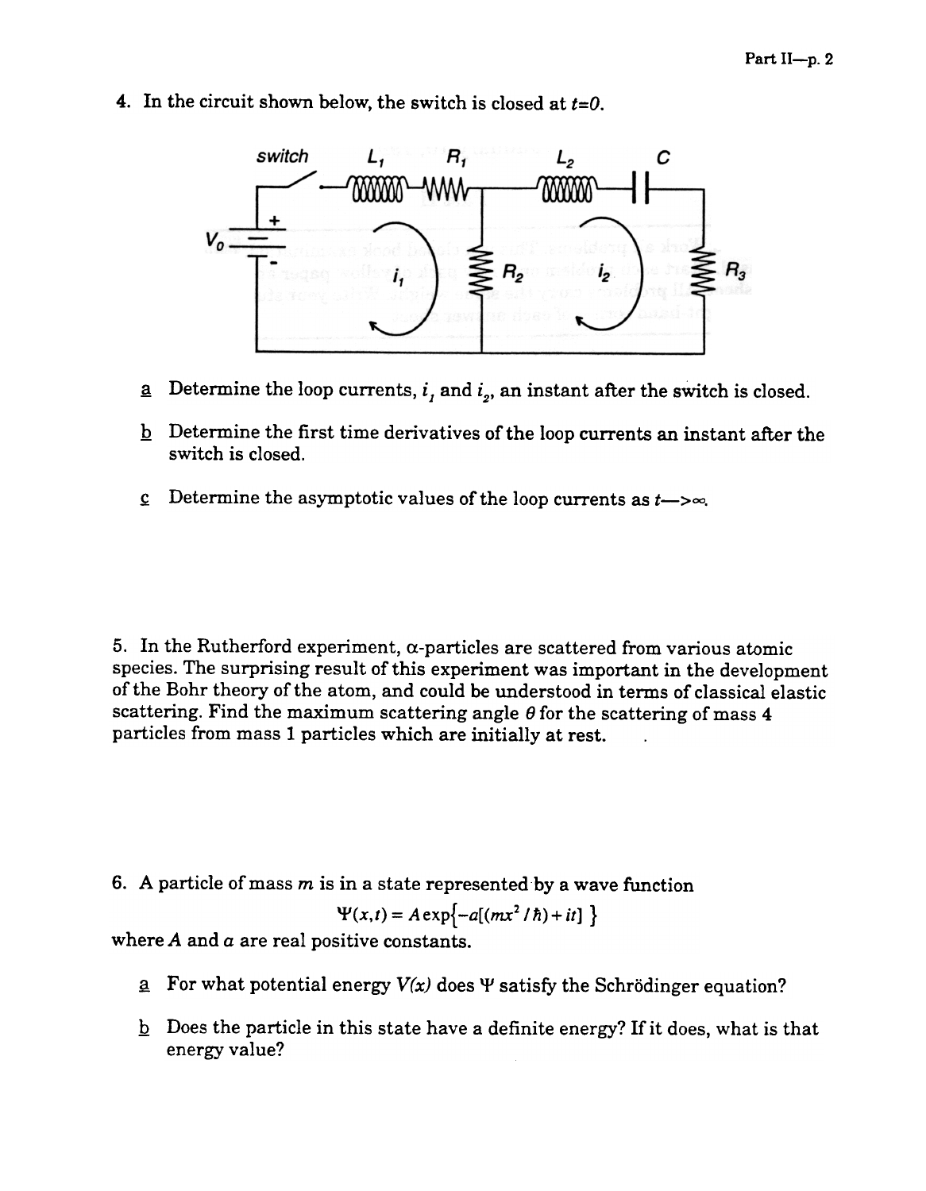4. In the circuit shown below, the switch is closed at $t=0$.

   a. Determine the loop currents, $i_1$ and $i_2$, an instant after the switch is closed.

   b. Determine the first time derivatives of the loop currents an instant after the switch is closed.

   c. Determine the asymptotic values of the loop currents as $t \rightarrow \infty$.

5. In the Rutherford experiment, α-particles are scattered from various atomic species. The surprising result of this experiment was important in the development of the Bohr theory of the atom, and could be understood in terms of classical elastic scattering. Find the maximum scattering angle $\theta$ for the scattering of mass 4 particles from mass 1 particles which are initially at rest.

6. A particle of mass $m$ is in a state represented by a wave function

$$\Psi(x,t) = A\exp\{-a[(mx^2/\hbar)+it]\}$$

where $A$ and $a$ are real positive constants.

   a. For what potential energy $V(x)$ does $\Psi$ satisfy the Schrödinger equation?

   b. Does the particle in this state have a definite energy? If it does, what is that energy value?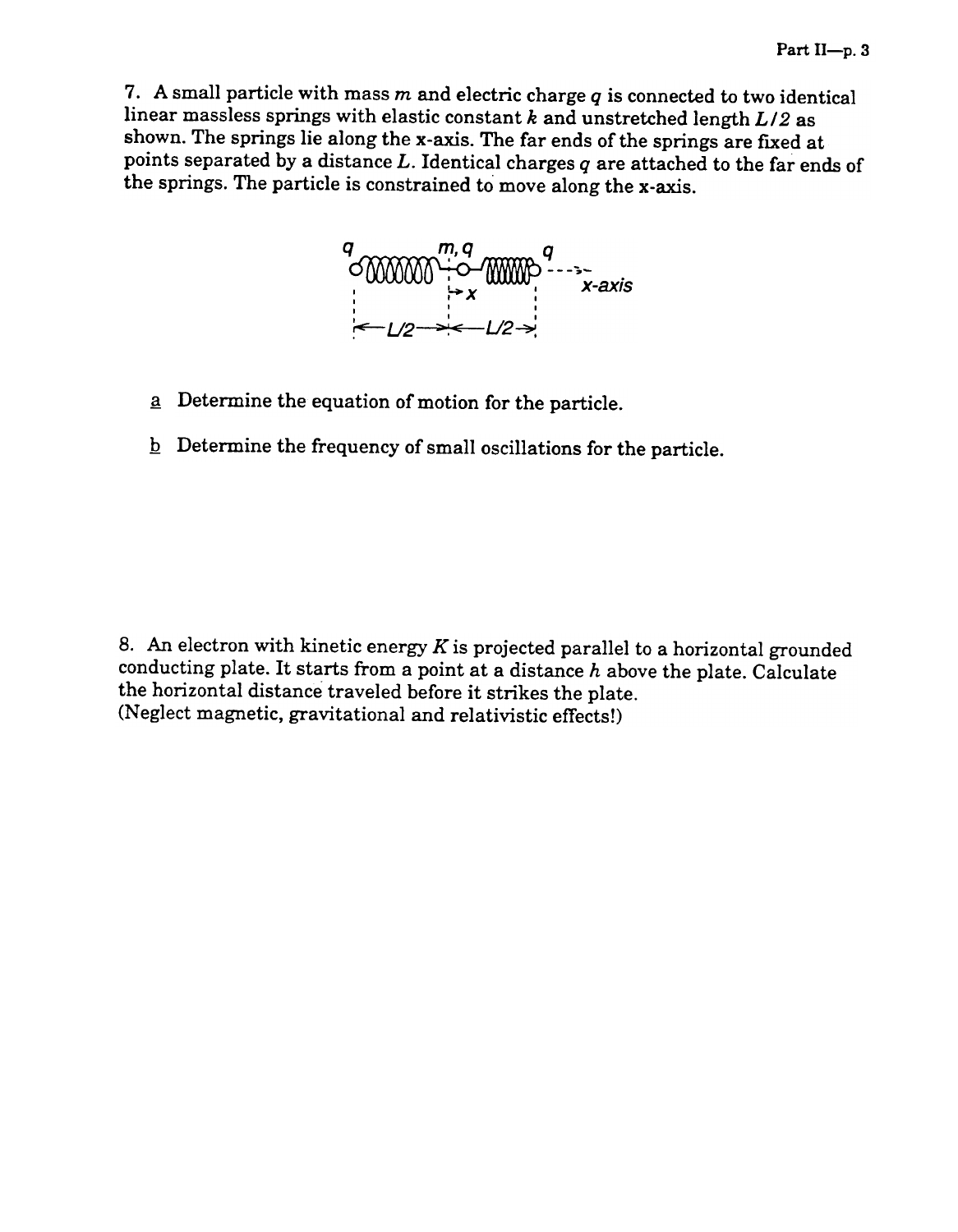7. A small particle with mass $m$ and electric charge $q$ is connected to two identical linear massless springs with elastic constant $k$ and unstretched length $L/2$ as shown. The springs lie along the x-axis. The far ends of the springs are fixed at points separated by a distance $L$. Identical charges $q$ are attached to the far ends of the springs. The particle is constrained to move along the x-axis.

q

m, q

q

x

x-axis

L/2

L/2

a Determine the equation of motion for the particle.

b Determine the frequency of small oscillations for the particle.

8. An electron with kinetic energy $K$ is projected parallel to a horizontal grounded conducting plate. It starts from a point at a distance $h$ above the plate. Calculate the horizontal distance traveled before it strikes the plate.
(Neglect magnetic, gravitational and relativistic effects!)